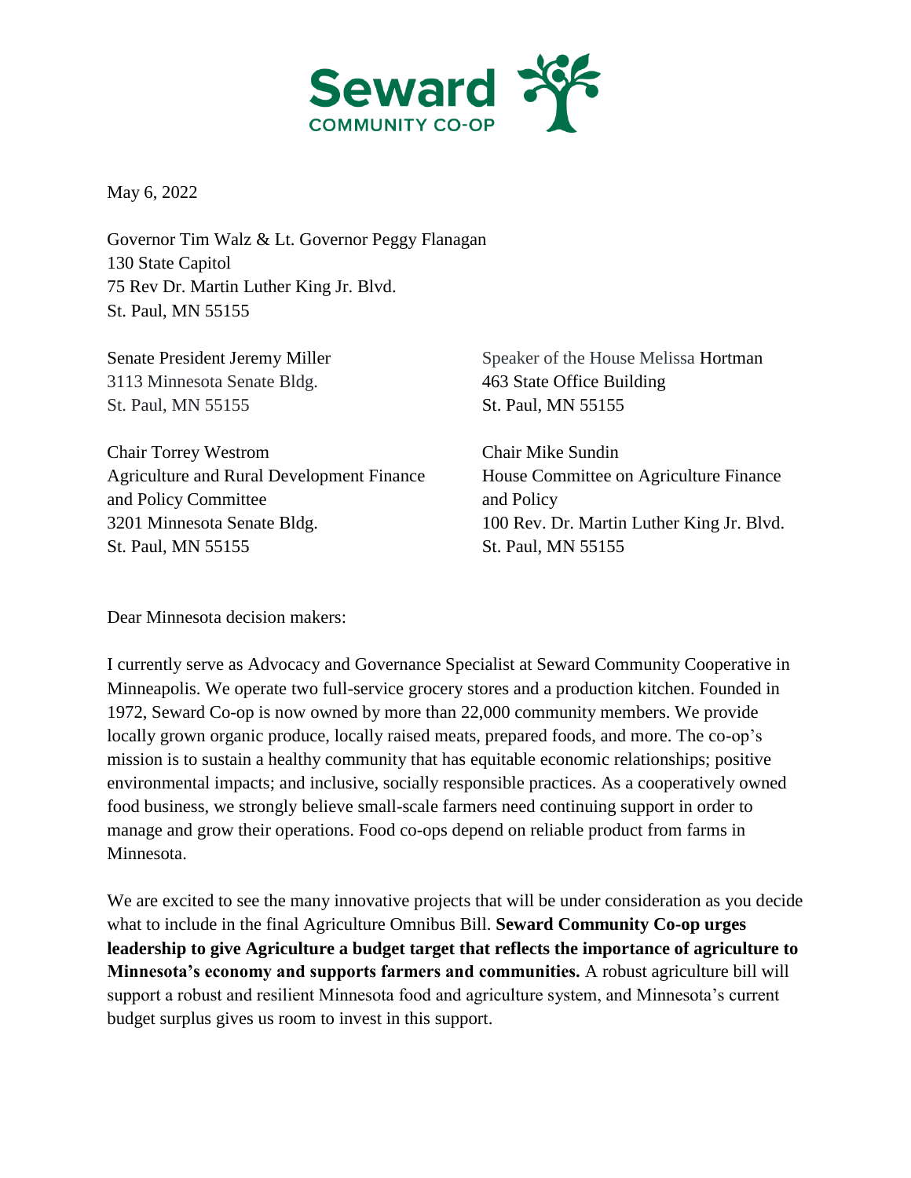Seward
COMMUNITY CO-OP

May 6, 2022

Governor Tim Walz & Lt. Governor Peggy Flanagan
130 State Capitol
75 Rev Dr. Martin Luther King Jr. Blvd.
St. Paul, MN 55155

Senate President Jeremy Miller
3113 Minnesota Senate Bldg.
St. Paul, MN 55155

Speaker of the House Melissa Hortman
463 State Office Building
St. Paul, MN 55155

Chair Torrey Westrom
Agriculture and Rural Development Finance and Policy Committee
3201 Minnesota Senate Bldg.
St. Paul, MN 55155

Chair Mike Sundin
House Committee on Agriculture Finance and Policy
100 Rev. Dr. Martin Luther King Jr. Blvd.
St. Paul, MN 55155

Dear Minnesota decision makers:

I currently serve as Advocacy and Governance Specialist at Seward Community Cooperative in Minneapolis. We operate two full-service grocery stores and a production kitchen. Founded in 1972, Seward Co-op is now owned by more than 22,000 community members. We provide locally grown organic produce, locally raised meats, prepared foods, and more. The co-op's mission is to sustain a healthy community that has equitable economic relationships; positive environmental impacts; and inclusive, socially responsible practices. As a cooperatively owned food business, we strongly believe small-scale farmers need continuing support in order to manage and grow their operations. Food co-ops depend on reliable product from farms in Minnesota.

We are excited to see the many innovative projects that will be under consideration as you decide what to include in the final Agriculture Omnibus Bill. **Seward Community Co-op urges leadership to give Agriculture a budget target that reflects the importance of agriculture to Minnesota's economy and supports farmers and communities.** A robust agriculture bill will support a robust and resilient Minnesota food and agriculture system, and Minnesota's current budget surplus gives us room to invest in this support.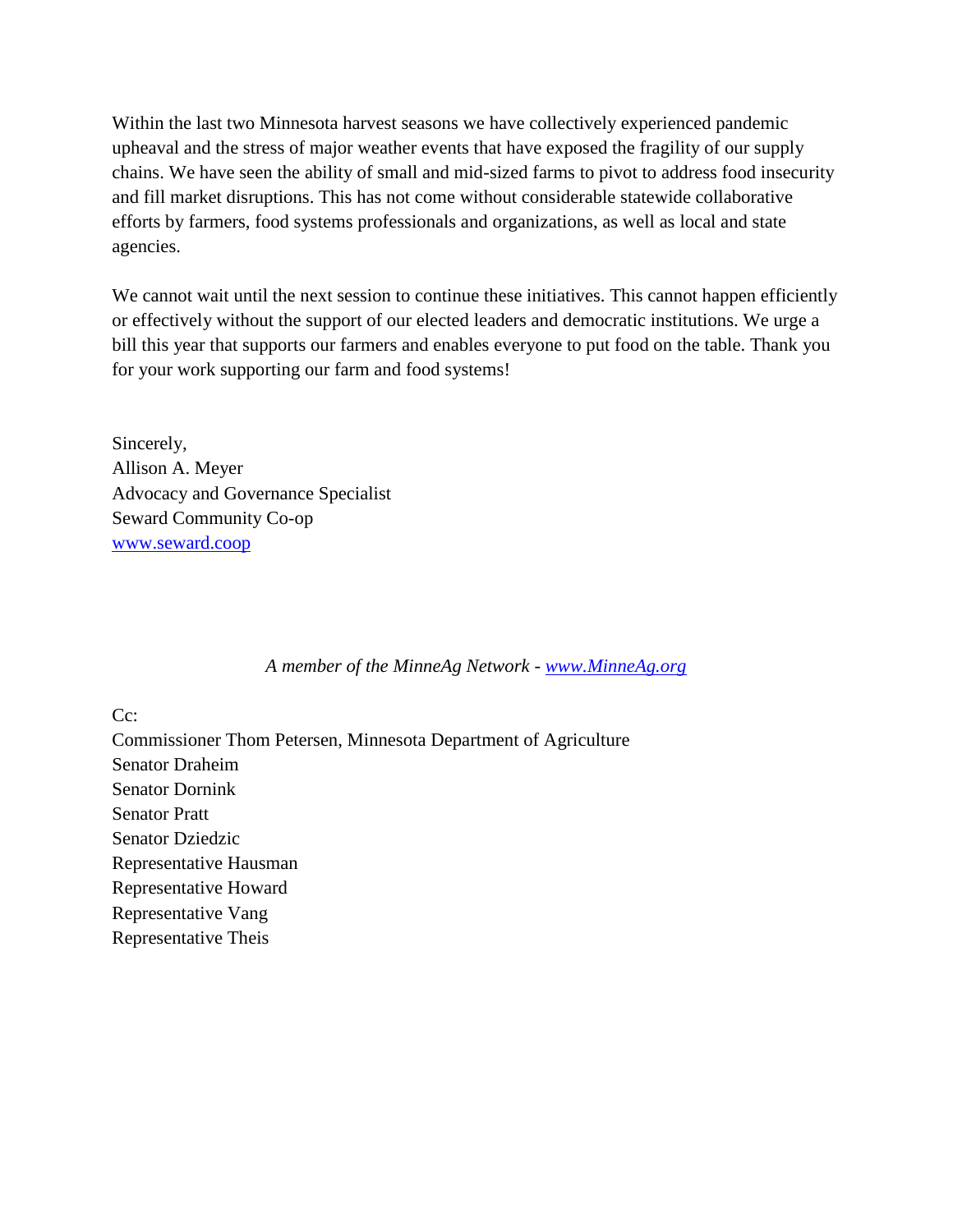Within the last two Minnesota harvest seasons we have collectively experienced pandemic upheaval and the stress of major weather events that have exposed the fragility of our supply chains. We have seen the ability of small and mid-sized farms to pivot to address food insecurity and fill market disruptions. This has not come without considerable statewide collaborative efforts by farmers, food systems professionals and organizations, as well as local and state agencies.

We cannot wait until the next session to continue these initiatives. This cannot happen efficiently or effectively without the support of our elected leaders and democratic institutions. We urge a bill this year that supports our farmers and enables everyone to put food on the table. Thank you for your work supporting our farm and food systems!

Sincerely,
Allison A. Meyer
Advocacy and Governance Specialist
Seward Community Co-op
[www.seward.coop](http://www.seward.coop)

*A member of the MinneAg Network - [www.MinneAg.org](http://www.MinneAg.org)*

Cc:
Commissioner Thom Petersen, Minnesota Department of Agriculture
Senator Draheim
Senator Dornink
Senator Pratt
Senator Dziedzic
Representative Hausman
Representative Howard
Representative Vang
Representative Theis